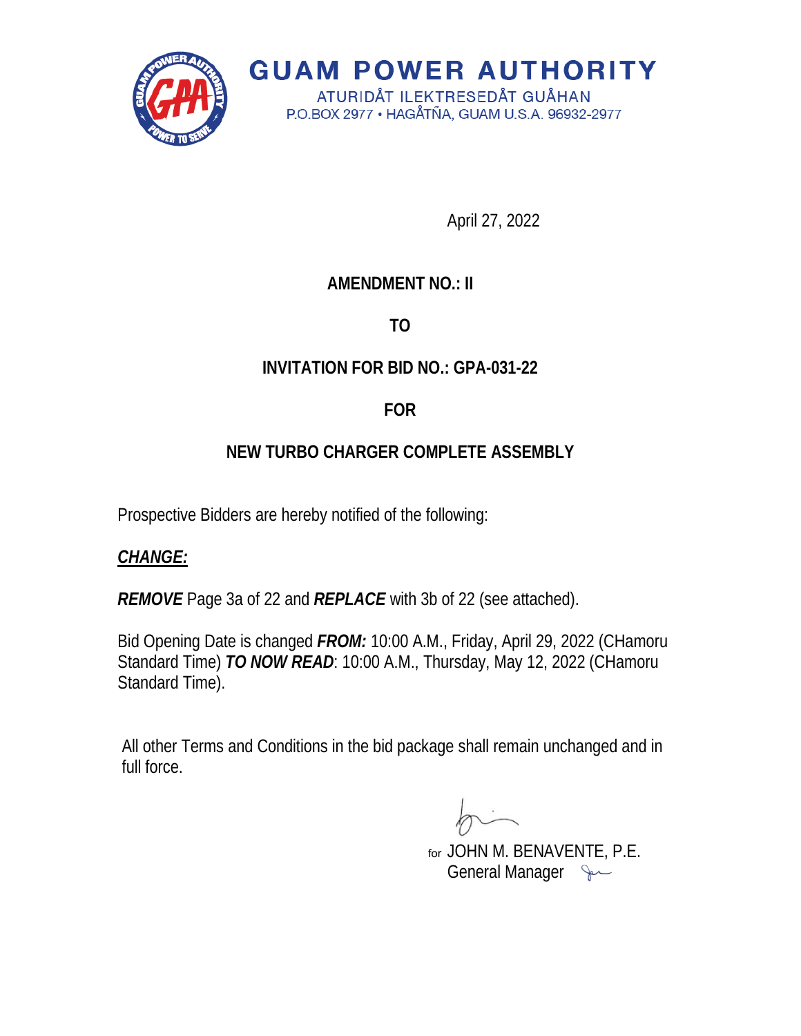# GUAM POWER AUTHORITY

ATURIDÅT ILEKTRESEDÅT GUÅHAN
P.O.BOX 2977 • HAGÅTÑA, GUAM U.S.A. 96932-2977

April 27, 2022

**AMENDMENT NO.: II**

**TO**

**INVITATION FOR BID NO.: GPA-031-22**

**FOR**

**NEW TURBO CHARGER COMPLETE ASSEMBLY**

Prospective Bidders are hereby notified of the following:

***CHANGE:***

***REMOVE*** Page 3a of 22 and ***REPLACE*** with 3b of 22 (see attached).

Bid Opening Date is changed ***FROM:*** 10:00 A.M., Friday, April 29, 2022 (CHamoru Standard Time) ***TO NOW READ***: 10:00 A.M., Thursday, May 12, 2022 (CHamoru Standard Time).

All other Terms and Conditions in the bid package shall remain unchanged and in full force.

for JOHN M. BENAVENTE, P.E.
General Manager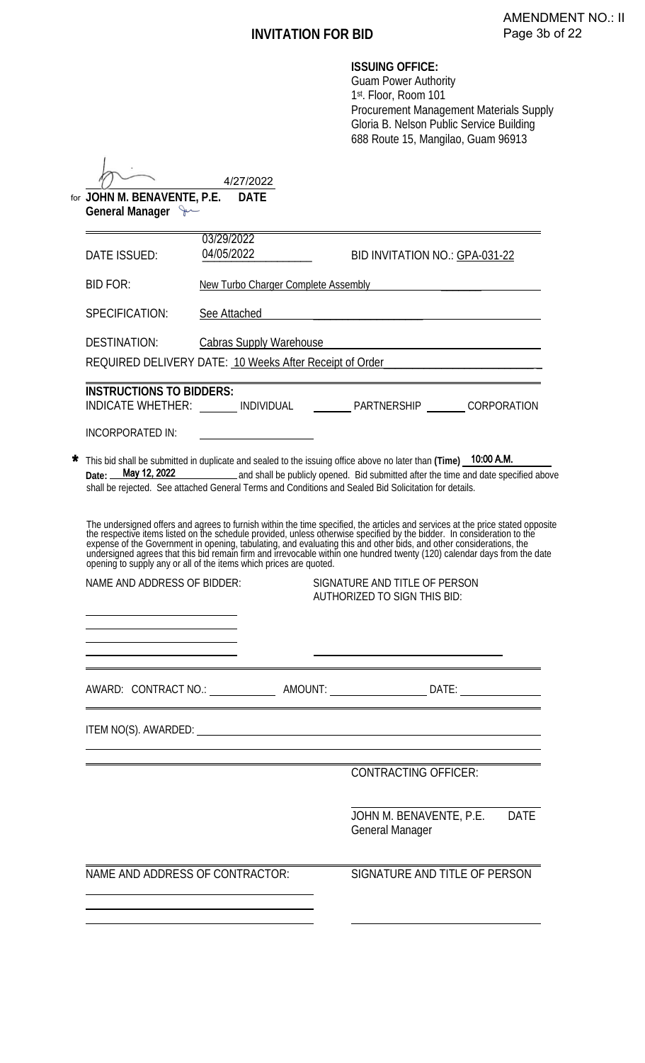AMENDMENT NO.: II

# INVITATION FOR BID

**ISSUING OFFICE:**
Guam Power Authority
1st. Floor, Room 101
Procurement Management Materials Supply
Gloria B. Nelson Public Service Building
688 Route 15, Mangilao, Guam 96913

4/27/2022

for **JOHN M. BENAVENTE, P.E.** **DATE**
**General Manager**

| | | |
|---|---|---|
| DATE ISSUED: | 03/29/2022 04/05/2022 | BID INVITATION NO.: GPA-031-22 |
| BID FOR: | New Turbo Charger Complete Assembly | |
| SPECIFICATION: | See Attached | |
| DESTINATION: | Cabras Supply Warehouse | |

REQUIRED DELIVERY DATE: 10 Weeks After Receipt of Order

**INSTRUCTIONS TO BIDDERS:**
INDICATE WHETHER: _______ INDIVIDUAL _______ PARTNERSHIP _______ CORPORATION

INCORPORATED IN: ____________________

\* This bid shall be submitted in duplicate and sealed to the issuing office above no later than **(Time)** 10:00 A.M. **Date:** May 12, 2022 and shall be publicly opened. Bid submitted after the time and date specified above shall be rejected. See attached General Terms and Conditions and Sealed Bid Solicitation for details.

The undersigned offers and agrees to furnish within the time specified, the articles and services at the price stated opposite the respective items listed on the schedule provided, unless otherwise specified by the bidder. In consideration to the expense of the Government in opening, tabulating, and evaluating this and other bids, and other considerations, the undersigned agrees that this bid remain firm and irrevocable within one hundred twenty (120) calendar days from the date opening to supply any or all of the items which prices are quoted.

NAME AND ADDRESS OF BIDDER:

SIGNATURE AND TITLE OF PERSON AUTHORIZED TO SIGN THIS BID:

AWARD: CONTRACT NO.: __________ AMOUNT: __________ DATE: __________

ITEM NO(S). AWARDED: ____________________

CONTRACTING OFFICER:

JOHN M. BENAVENTE, P.E. DATE
General Manager

NAME AND ADDRESS OF CONTRACTOR:

SIGNATURE AND TITLE OF PERSON